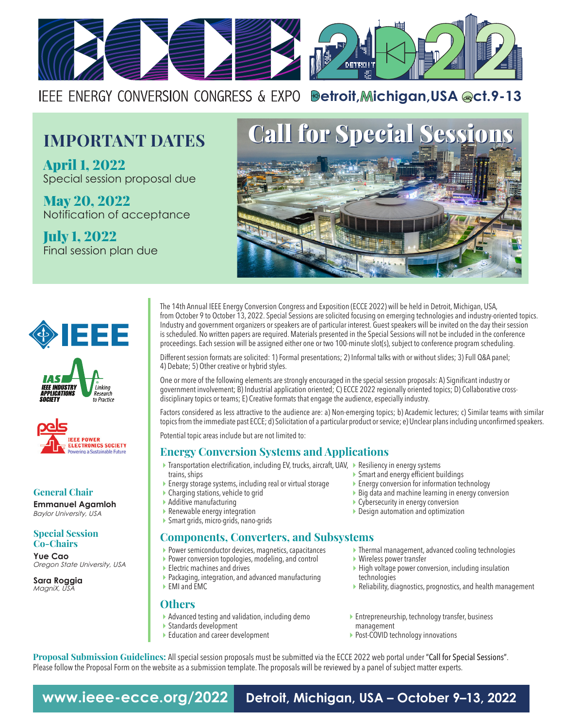# ECCE 2022

IEEE ENERGY CONVERSION CONGRESS & EXPO Detroit, Michigan, USA Oct. 9-13

## IMPORTANT DATES

**April 1, 2022**
Special session proposal due

**May 20, 2022**
Notification of acceptance

**July 1, 2022**
Final session plan due

# Call for Special Sessions

IEEE

IAS IEEE INDUSTRY APPLICATIONS SOCIETY — Linking Research to Practice

pels IEEE POWER ELECTRONICS SOCIETY — Powering a Sustainable Future

### General Chair

**Emmanuel Agamloh**
*Baylor University, USA*

### Special Session Co-Chairs

**Yue Cao**
*Oregon State University, USA*

**Sara Roggia**
*MagniX, USA*

The 14th Annual IEEE Energy Conversion Congress and Exposition (ECCE 2022) will be held in Detroit, Michigan, USA, from October 9 to October 13, 2022. Special Sessions are solicited focusing on emerging technologies and industry-oriented topics. Industry and government organizers or speakers are of particular interest. Guest speakers will be invited on the day their session is scheduled. No written papers are required. Materials presented in the Special Sessions will not be included in the conference proceedings. Each session will be assigned either one or two 100-minute slot(s), subject to conference program scheduling.

Different session formats are solicited: 1) Formal presentations; 2) Informal talks with or without slides; 3) Full Q&A panel; 4) Debate; 5) Other creative or hybrid styles.

One or more of the following elements are strongly encouraged in the special session proposals: A) Significant industry or government involvement; B) Industrial application oriented; C) ECCE 2022 regionally oriented topics; D) Collaborative cross-disciplinary topics or teams; E) Creative formats that engage the audience, especially industry.

Factors considered as less attractive to the audience are: a) Non-emerging topics; b) Academic lectures; c) Similar teams with similar topics from the immediate past ECCE; d) Solicitation of a particular product or service; e) Unclear plans including unconfirmed speakers.

Potential topic areas include but are not limited to:

## Energy Conversion Systems and Applications

- Transportation electrification, including EV, trucks, aircraft, UAV, trains, ships
- Energy storage systems, including real or virtual storage
- Charging stations, vehicle to grid
- Additive manufacturing
- Renewable energy integration
- Smart grids, micro-grids, nano-grids
- Resiliency in energy systems
- Smart and energy efficient buildings
- Energy conversion for information technology
- Big data and machine learning in energy conversion
- Cybersecurity in energy conversion
- Design automation and optimization

## Components, Converters, and Subsystems

- Power semiconductor devices, magnetics, capacitances
- Power conversion topologies, modeling, and control
- Electric machines and drives
- Packaging, integration, and advanced manufacturing
- EMI and EMC
- Thermal management, advanced cooling technologies
- Wireless power transfer
- High voltage power conversion, including insulation technologies
- Reliability, diagnostics, prognostics, and health management

## Others

- Advanced testing and validation, including demo
- Standards development
- Education and career development
- Entrepreneurship, technology transfer, business management
- Post-COVID technology innovations

**Proposal Submission Guidelines:** All special session proposals must be submitted via the ECCE 2022 web portal under "Call for Special Sessions". Please follow the Proposal Form on the website as a submission template. The proposals will be reviewed by a panel of subject matter experts.

**www.ieee-ecce.org/2022** — **Detroit, Michigan, USA – October 9–13, 2022**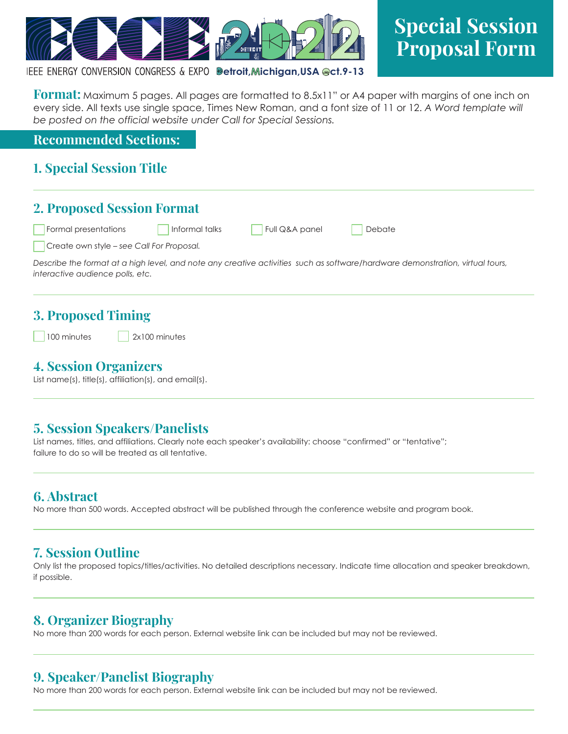# Special Session Proposal Form

IEEE ENERGY CONVERSION CONGRESS & EXPO Detroit, Michigan, USA Oct. 9-13

**Format:** Maximum 5 pages. All pages are formatted to 8.5x11" or A4 paper with margins of one inch on every side. All texts use single space, Times New Roman, and a font size of 11 or 12. *A Word template will be posted on the official website under Call for Special Sessions.*

## Recommended Sections:

### 1. Special Session Title

### 2. Proposed Session Format

- [ ] Formal presentations
- [ ] Informal talks
- [ ] Full Q&A panel
- [ ] Debate
- [ ] Create own style – *see Call For Proposal.*

*Describe the format at a high level, and note any creative activities such as software/hardware demonstration, virtual tours, interactive audience polls, etc.*

### 3. Proposed Timing

- [ ] 100 minutes
- [ ] 2x100 minutes

### 4. Session Organizers

List name(s), title(s), affiliation(s), and email(s).

### 5. Session Speakers/Panelists

List names, titles, and affiliations. Clearly note each speaker's availability: choose "confirmed" or "tentative"; failure to do so will be treated as all tentative.

### 6. Abstract

No more than 500 words. Accepted abstract will be published through the conference website and program book.

### 7. Session Outline

Only list the proposed topics/titles/activities. No detailed descriptions necessary. Indicate time allocation and speaker breakdown, if possible.

### 8. Organizer Biography

No more than 200 words for each person. External website link can be included but may not be reviewed.

### 9. Speaker/Panelist Biography

No more than 200 words for each person. External website link can be included but may not be reviewed.